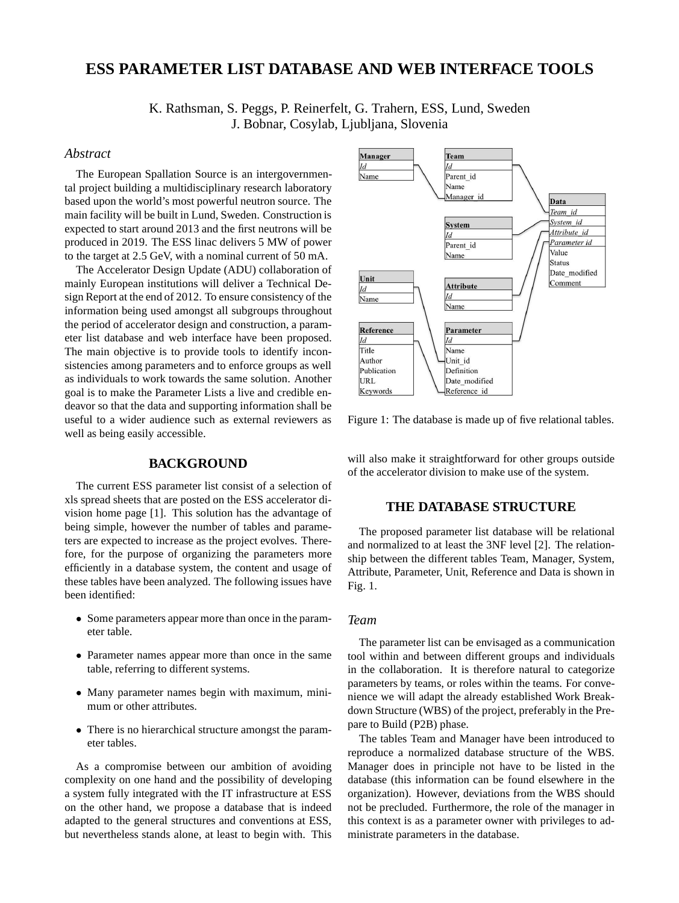# ESS PARAMETER LIST DATABASE AND WEB INTERFACE TOOLS

K. Rathsman, S. Peggs, P. Reinerfelt, G. Trahern, ESS, Lund, Sweden
J. Bobnar, Cosylab, Ljubljana, Slovenia

### *Abstract*

The European Spallation Source is an intergovernmental project building a multidisciplinary research laboratory based upon the world's most powerful neutron source. The main facility will be built in Lund, Sweden. Construction is expected to start around 2013 and the first neutrons will be produced in 2019. The ESS linac delivers 5 MW of power to the target at 2.5 GeV, with a nominal current of 50 mA.

The Accelerator Design Update (ADU) collaboration of mainly European institutions will deliver a Technical Design Report at the end of 2012. To ensure consistency of the information being used amongst all subgroups throughout the period of accelerator design and construction, a parameter list database and web interface have been proposed. The main objective is to provide tools to identify inconsistencies among parameters and to enforce groups as well as individuals to work towards the same solution. Another goal is to make the Parameter Lists a live and credible endeavor so that the data and supporting information shall be useful to a wider audience such as external reviewers as well as being easily accessible.

Manager
*Id*
Name

Team
*Id*
Parent_id
Name
Manager_id

Data
*Team_id*
*System_id*
*Attribute_id*
*Parameter id*
Value
Status
Date_modified
Comment

System
*Id*
Parent_id
Name

Unit
*Id*
Name

Attribute
*Id*
Name

Reference
*Id*
Title
Author
Publication
URL
Keywords

Parameter
*Id*
Name
Unit_id
Definition
Date_modified
Reference_id

Figure 1: The database is made up of five relational tables.

## BACKGROUND

The current ESS parameter list consist of a selection of xls spread sheets that are posted on the ESS accelerator division home page [1]. This solution has the advantage of being simple, however the number of tables and parameters are expected to increase as the project evolves. Therefore, for the purpose of organizing the parameters more efficiently in a database system, the content and usage of these tables have been analyzed. The following issues have been identified:

- Some parameters appear more than once in the parameter table.
- Parameter names appear more than once in the same table, referring to different systems.
- Many parameter names begin with maximum, minimum or other attributes.
- There is no hierarchical structure amongst the parameter tables.

As a compromise between our ambition of avoiding complexity on one hand and the possibility of developing a system fully integrated with the IT infrastructure at ESS on the other hand, we propose a database that is indeed adapted to the general structures and conventions at ESS, but nevertheless stands alone, at least to begin with. This will also make it straightforward for other groups outside of the accelerator division to make use of the system.

## THE DATABASE STRUCTURE

The proposed parameter list database will be relational and normalized to at least the 3NF level [2]. The relationship between the different tables Team, Manager, System, Attribute, Parameter, Unit, Reference and Data is shown in Fig. 1.

### *Team*

The parameter list can be envisaged as a communication tool within and between different groups and individuals in the collaboration. It is therefore natural to categorize parameters by teams, or roles within the teams. For convenience we will adapt the already established Work Breakdown Structure (WBS) of the project, preferably in the Prepare to Build (P2B) phase.

The tables Team and Manager have been introduced to reproduce a normalized database structure of the WBS. Manager does in principle not have to be listed in the database (this information can be found elsewhere in the organization). However, deviations from the WBS should not be precluded. Furthermore, the role of the manager in this context is as a parameter owner with privileges to administrate parameters in the database.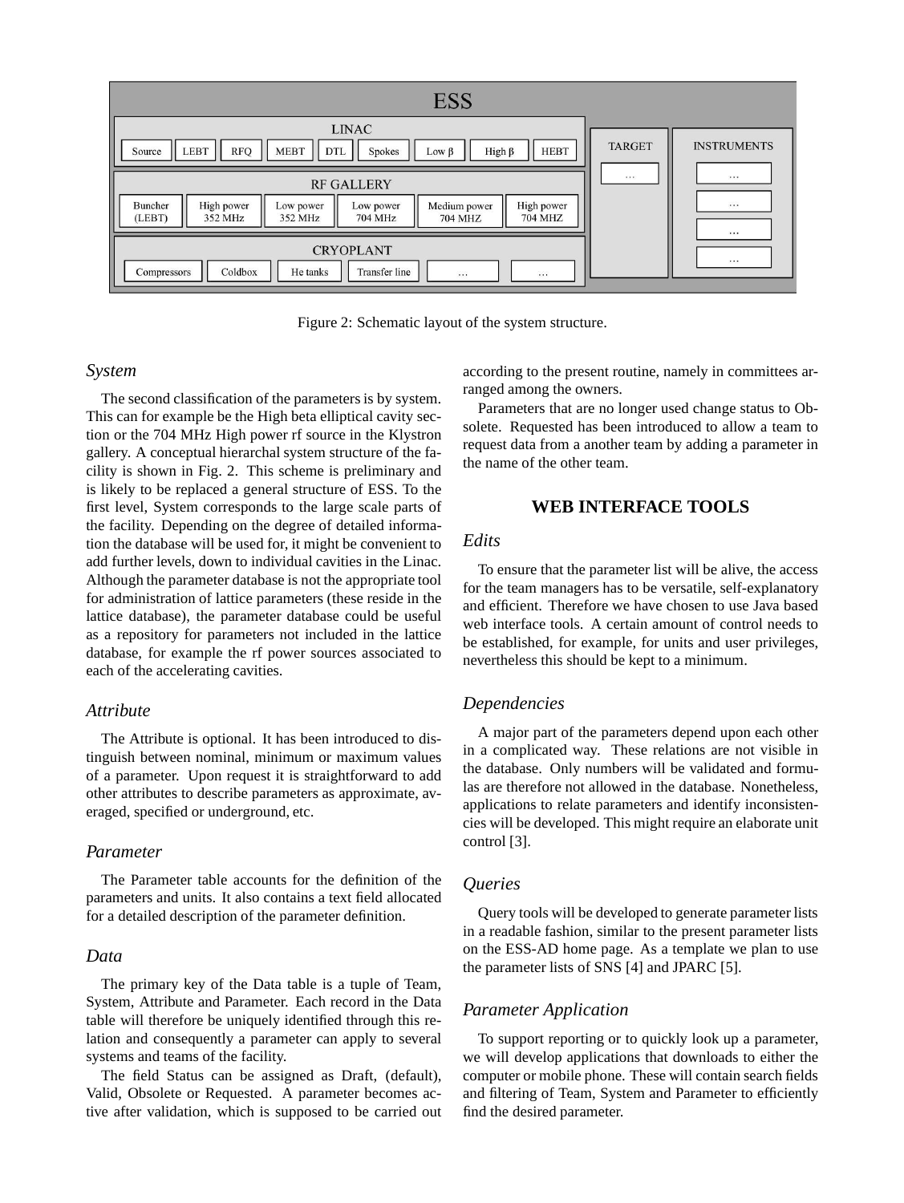ESS

LINAC

Source LEBT RFQ MEBT DTL Spokes Low β High β HEBT

RF GALLERY

Buncher (LEBT) High power 352 MHz Low power 352 MHz Low power 704 MHz Medium power 704 MHZ High power 704 MHZ

CRYOPLANT

Compressors Coldbox He tanks Transfer line ... ...

TARGET

...

INSTRUMENTS

... ... ... ...

Figure 2: Schematic layout of the system structure.

### *System*

The second classification of the parameters is by system. This can for example be the High beta elliptical cavity section or the 704 MHz High power rf source in the Klystron gallery. A conceptual hierarchal system structure of the facility is shown in Fig. 2. This scheme is preliminary and is likely to be replaced a general structure of ESS. To the first level, System corresponds to the large scale parts of the facility. Depending on the degree of detailed information the database will be used for, it might be convenient to add further levels, down to individual cavities in the Linac. Although the parameter database is not the appropriate tool for administration of lattice parameters (these reside in the lattice database), the parameter database could be useful as a repository for parameters not included in the lattice database, for example the rf power sources associated to each of the accelerating cavities.

### *Attribute*

The Attribute is optional. It has been introduced to distinguish between nominal, minimum or maximum values of a parameter. Upon request it is straightforward to add other attributes to describe parameters as approximate, averaged, specified or underground, etc.

### *Parameter*

The Parameter table accounts for the definition of the parameters and units. It also contains a text field allocated for a detailed description of the parameter definition.

### *Data*

The primary key of the Data table is a tuple of Team, System, Attribute and Parameter. Each record in the Data table will therefore be uniquely identified through this relation and consequently a parameter can apply to several systems and teams of the facility.

The field Status can be assigned as Draft, (default), Valid, Obsolete or Requested. A parameter becomes active after validation, which is supposed to be carried out according to the present routine, namely in committees arranged among the owners.

Parameters that are no longer used change status to Obsolete. Requested has been introduced to allow a team to request data from a another team by adding a parameter in the name of the other team.

## WEB INTERFACE TOOLS

### *Edits*

To ensure that the parameter list will be alive, the access for the team managers has to be versatile, self-explanatory and efficient. Therefore we have chosen to use Java based web interface tools. A certain amount of control needs to be established, for example, for units and user privileges, nevertheless this should be kept to a minimum.

### *Dependencies*

A major part of the parameters depend upon each other in a complicated way. These relations are not visible in the database. Only numbers will be validated and formulas are therefore not allowed in the database. Nonetheless, applications to relate parameters and identify inconsistencies will be developed. This might require an elaborate unit control [3].

### *Queries*

Query tools will be developed to generate parameter lists in a readable fashion, similar to the present parameter lists on the ESS-AD home page. As a template we plan to use the parameter lists of SNS [4] and JPARC [5].

### *Parameter Application*

To support reporting or to quickly look up a parameter, we will develop applications that downloads to either the computer or mobile phone. These will contain search fields and filtering of Team, System and Parameter to efficiently find the desired parameter.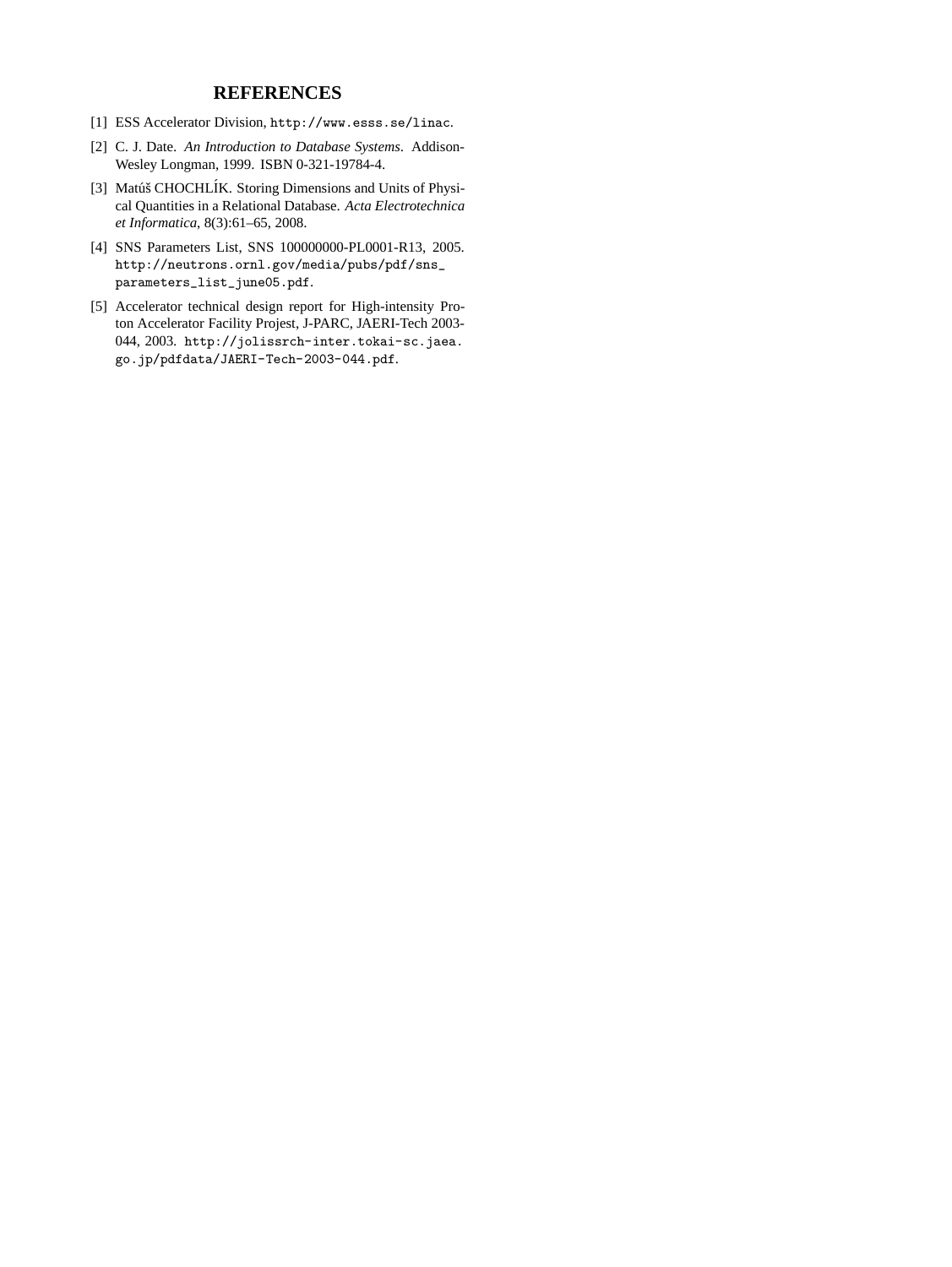## REFERENCES

[1] ESS Accelerator Division, http://www.esss.se/linac.

[2] C. J. Date. *An Introduction to Database Systems*. Addison-Wesley Longman, 1999. ISBN 0-321-19784-4.

[3] Matúš CHOCHLÍK. Storing Dimensions and Units of Physical Quantities in a Relational Database. *Acta Electrotechnica et Informatica*, 8(3):61–65, 2008.

[4] SNS Parameters List, SNS 100000000-PL0001-R13, 2005. http://neutrons.ornl.gov/media/pubs/pdf/sns_parameters_list_june05.pdf.

[5] Accelerator technical design report for High-intensity Proton Accelerator Facility Projest, J-PARC, JAERI-Tech 2003-044, 2003. http://jolissrch-inter.tokai-sc.jaea.go.jp/pdfdata/JAERI-Tech-2003-044.pdf.